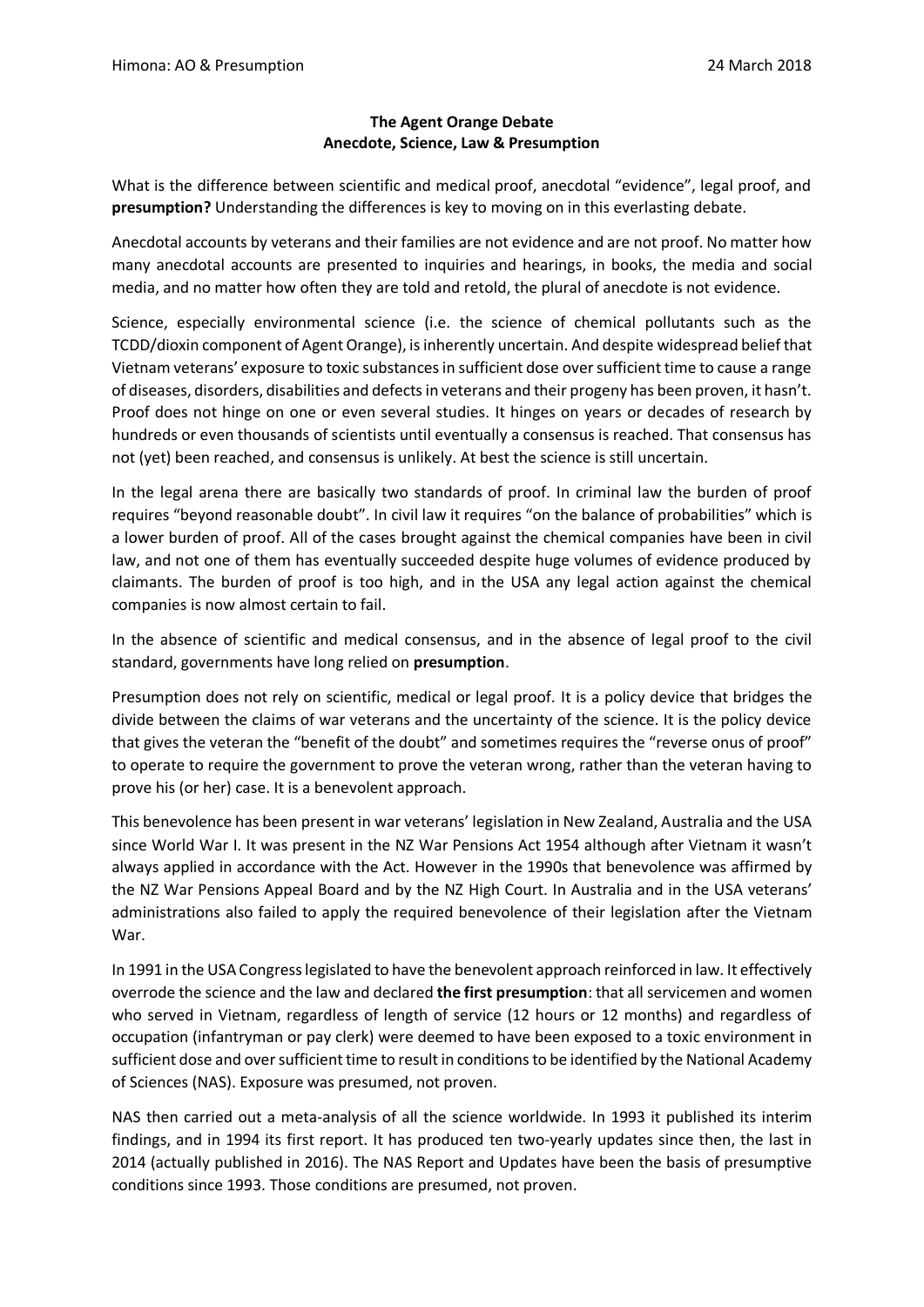**The Agent Orange Debate**
**Anecdote, Science, Law & Presumption**

What is the difference between scientific and medical proof, anecdotal "evidence", legal proof, and **presumption?** Understanding the differences is key to moving on in this everlasting debate.

Anecdotal accounts by veterans and their families are not evidence and are not proof. No matter how many anecdotal accounts are presented to inquiries and hearings, in books, the media and social media, and no matter how often they are told and retold, the plural of anecdote is not evidence.

Science, especially environmental science (i.e. the science of chemical pollutants such as the TCDD/dioxin component of Agent Orange), is inherently uncertain. And despite widespread belief that Vietnam veterans' exposure to toxic substances in sufficient dose over sufficient time to cause a range of diseases, disorders, disabilities and defects in veterans and their progeny has been proven, it hasn't. Proof does not hinge on one or even several studies. It hinges on years or decades of research by hundreds or even thousands of scientists until eventually a consensus is reached. That consensus has not (yet) been reached, and consensus is unlikely. At best the science is still uncertain.

In the legal arena there are basically two standards of proof. In criminal law the burden of proof requires "beyond reasonable doubt". In civil law it requires "on the balance of probabilities" which is a lower burden of proof. All of the cases brought against the chemical companies have been in civil law, and not one of them has eventually succeeded despite huge volumes of evidence produced by claimants. The burden of proof is too high, and in the USA any legal action against the chemical companies is now almost certain to fail.

In the absence of scientific and medical consensus, and in the absence of legal proof to the civil standard, governments have long relied on **presumption**.

Presumption does not rely on scientific, medical or legal proof. It is a policy device that bridges the divide between the claims of war veterans and the uncertainty of the science. It is the policy device that gives the veteran the "benefit of the doubt" and sometimes requires the "reverse onus of proof" to operate to require the government to prove the veteran wrong, rather than the veteran having to prove his (or her) case. It is a benevolent approach.

This benevolence has been present in war veterans' legislation in New Zealand, Australia and the USA since World War I. It was present in the NZ War Pensions Act 1954 although after Vietnam it wasn't always applied in accordance with the Act. However in the 1990s that benevolence was affirmed by the NZ War Pensions Appeal Board and by the NZ High Court. In Australia and in the USA veterans' administrations also failed to apply the required benevolence of their legislation after the Vietnam War.

In 1991 in the USA Congress legislated to have the benevolent approach reinforced in law. It effectively overrode the science and the law and declared **the first presumption**: that all servicemen and women who served in Vietnam, regardless of length of service (12 hours or 12 months) and regardless of occupation (infantryman or pay clerk) were deemed to have been exposed to a toxic environment in sufficient dose and over sufficient time to result in conditions to be identified by the National Academy of Sciences (NAS). Exposure was presumed, not proven.

NAS then carried out a meta-analysis of all the science worldwide. In 1993 it published its interim findings, and in 1994 its first report. It has produced ten two-yearly updates since then, the last in 2014 (actually published in 2016). The NAS Report and Updates have been the basis of presumptive conditions since 1993. Those conditions are presumed, not proven.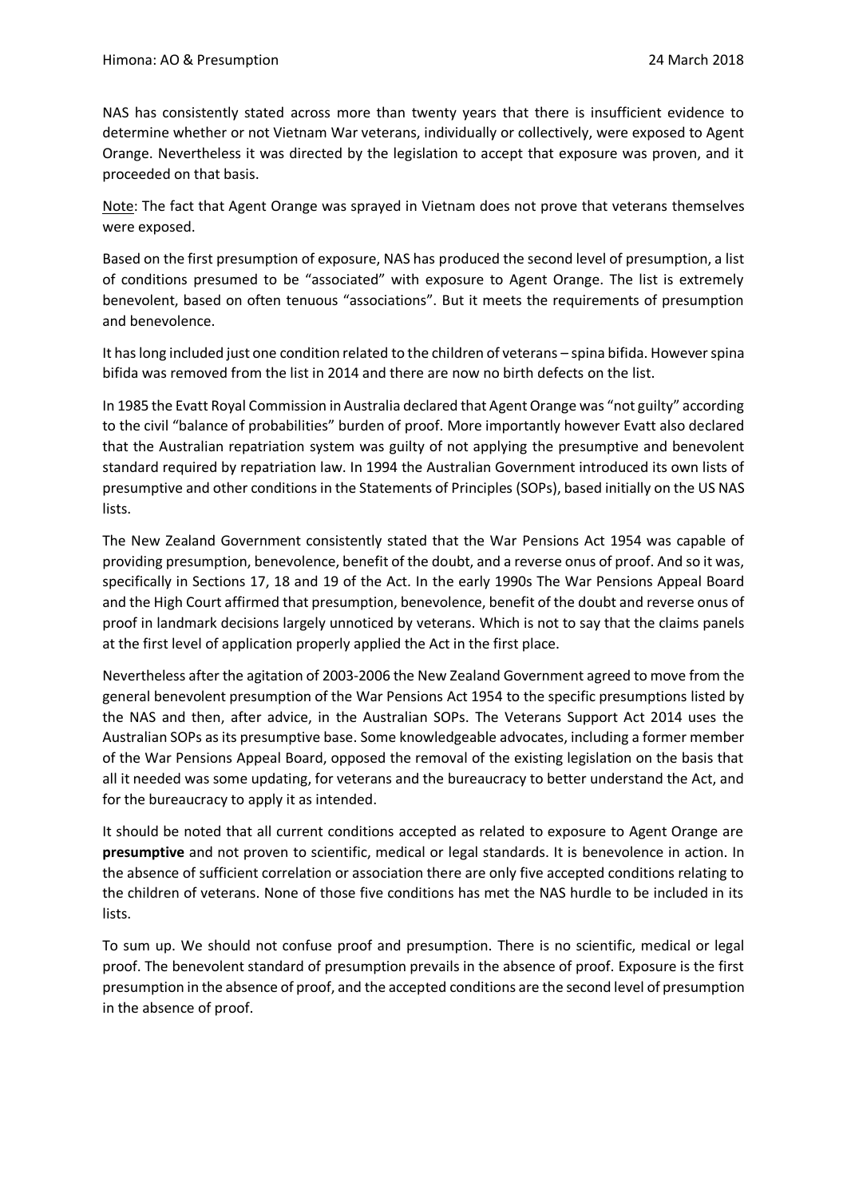NAS has consistently stated across more than twenty years that there is insufficient evidence to determine whether or not Vietnam War veterans, individually or collectively, were exposed to Agent Orange. Nevertheless it was directed by the legislation to accept that exposure was proven, and it proceeded on that basis.

Note: The fact that Agent Orange was sprayed in Vietnam does not prove that veterans themselves were exposed.

Based on the first presumption of exposure, NAS has produced the second level of presumption, a list of conditions presumed to be "associated" with exposure to Agent Orange. The list is extremely benevolent, based on often tenuous "associations". But it meets the requirements of presumption and benevolence.

It has long included just one condition related to the children of veterans – spina bifida. However spina bifida was removed from the list in 2014 and there are now no birth defects on the list.

In 1985 the Evatt Royal Commission in Australia declared that Agent Orange was "not guilty" according to the civil "balance of probabilities" burden of proof. More importantly however Evatt also declared that the Australian repatriation system was guilty of not applying the presumptive and benevolent standard required by repatriation law. In 1994 the Australian Government introduced its own lists of presumptive and other conditions in the Statements of Principles (SOPs), based initially on the US NAS lists.

The New Zealand Government consistently stated that the War Pensions Act 1954 was capable of providing presumption, benevolence, benefit of the doubt, and a reverse onus of proof. And so it was, specifically in Sections 17, 18 and 19 of the Act. In the early 1990s The War Pensions Appeal Board and the High Court affirmed that presumption, benevolence, benefit of the doubt and reverse onus of proof in landmark decisions largely unnoticed by veterans. Which is not to say that the claims panels at the first level of application properly applied the Act in the first place.

Nevertheless after the agitation of 2003-2006 the New Zealand Government agreed to move from the general benevolent presumption of the War Pensions Act 1954 to the specific presumptions listed by the NAS and then, after advice, in the Australian SOPs. The Veterans Support Act 2014 uses the Australian SOPs as its presumptive base. Some knowledgeable advocates, including a former member of the War Pensions Appeal Board, opposed the removal of the existing legislation on the basis that all it needed was some updating, for veterans and the bureaucracy to better understand the Act, and for the bureaucracy to apply it as intended.

It should be noted that all current conditions accepted as related to exposure to Agent Orange are **presumptive** and not proven to scientific, medical or legal standards. It is benevolence in action. In the absence of sufficient correlation or association there are only five accepted conditions relating to the children of veterans. None of those five conditions has met the NAS hurdle to be included in its lists.

To sum up. We should not confuse proof and presumption. There is no scientific, medical or legal proof. The benevolent standard of presumption prevails in the absence of proof. Exposure is the first presumption in the absence of proof, and the accepted conditions are the second level of presumption in the absence of proof.